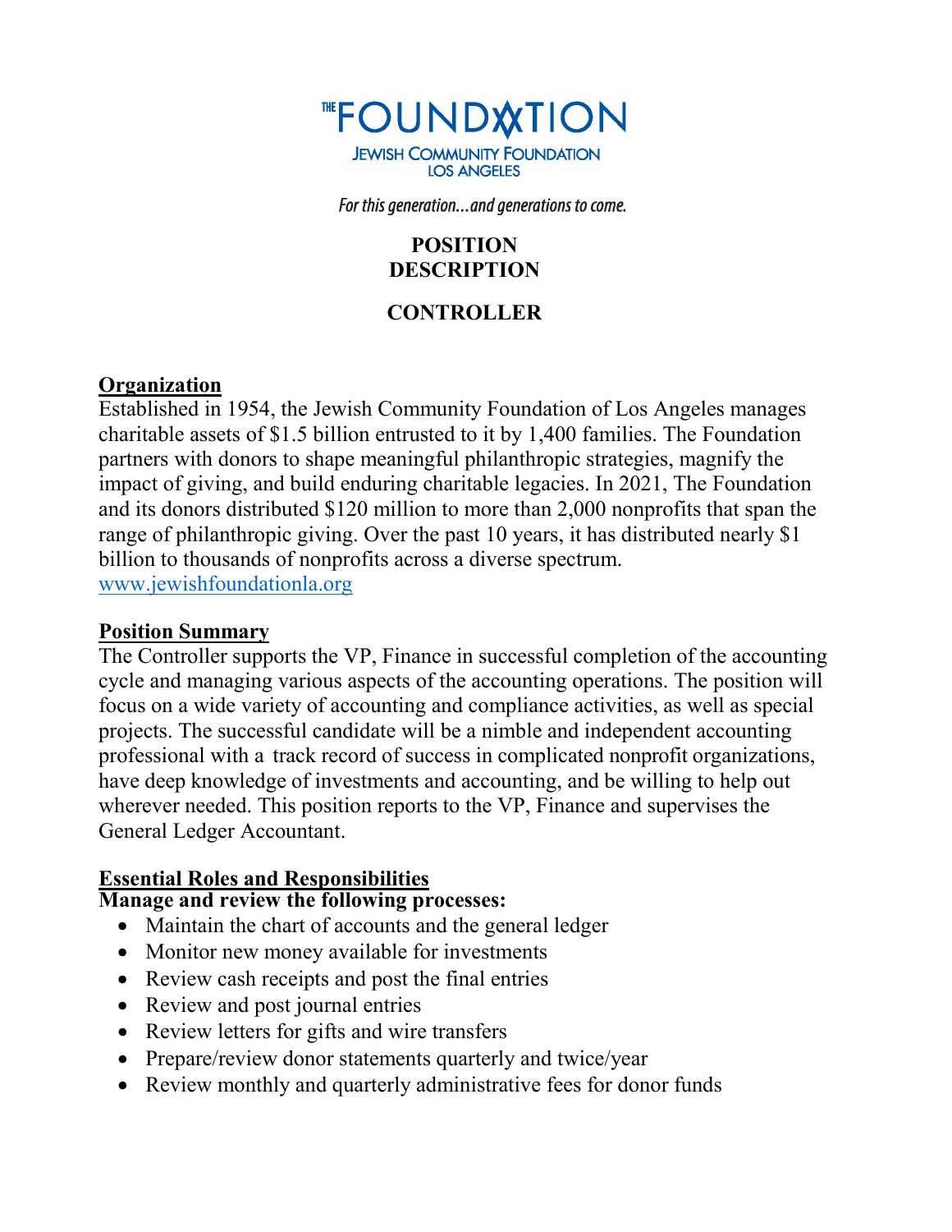THE FOUNDATION

JEWISH COMMUNITY FOUNDATION
LOS ANGELES

*For this generation…and generations to come.*

# POSITION DESCRIPTION

# CONTROLLER

## Organization

Established in 1954, the Jewish Community Foundation of Los Angeles manages charitable assets of $1.5 billion entrusted to it by 1,400 families. The Foundation partners with donors to shape meaningful philanthropic strategies, magnify the impact of giving, and build enduring charitable legacies. In 2021, The Foundation and its donors distributed $120 million to more than 2,000 nonprofits that span the range of philanthropic giving. Over the past 10 years, it has distributed nearly $1 billion to thousands of nonprofits across a diverse spectrum.
www.jewishfoundationla.org

## Position Summary

The Controller supports the VP, Finance in successful completion of the accounting cycle and managing various aspects of the accounting operations. The position will focus on a wide variety of accounting and compliance activities, as well as special projects. The successful candidate will be a nimble and independent accounting professional with a track record of success in complicated nonprofit organizations, have deep knowledge of investments and accounting, and be willing to help out wherever needed. This position reports to the VP, Finance and supervises the General Ledger Accountant.

## Essential Roles and Responsibilities

**Manage and review the following processes:**

- Maintain the chart of accounts and the general ledger
- Monitor new money available for investments
- Review cash receipts and post the final entries
- Review and post journal entries
- Review letters for gifts and wire transfers
- Prepare/review donor statements quarterly and twice/year
- Review monthly and quarterly administrative fees for donor funds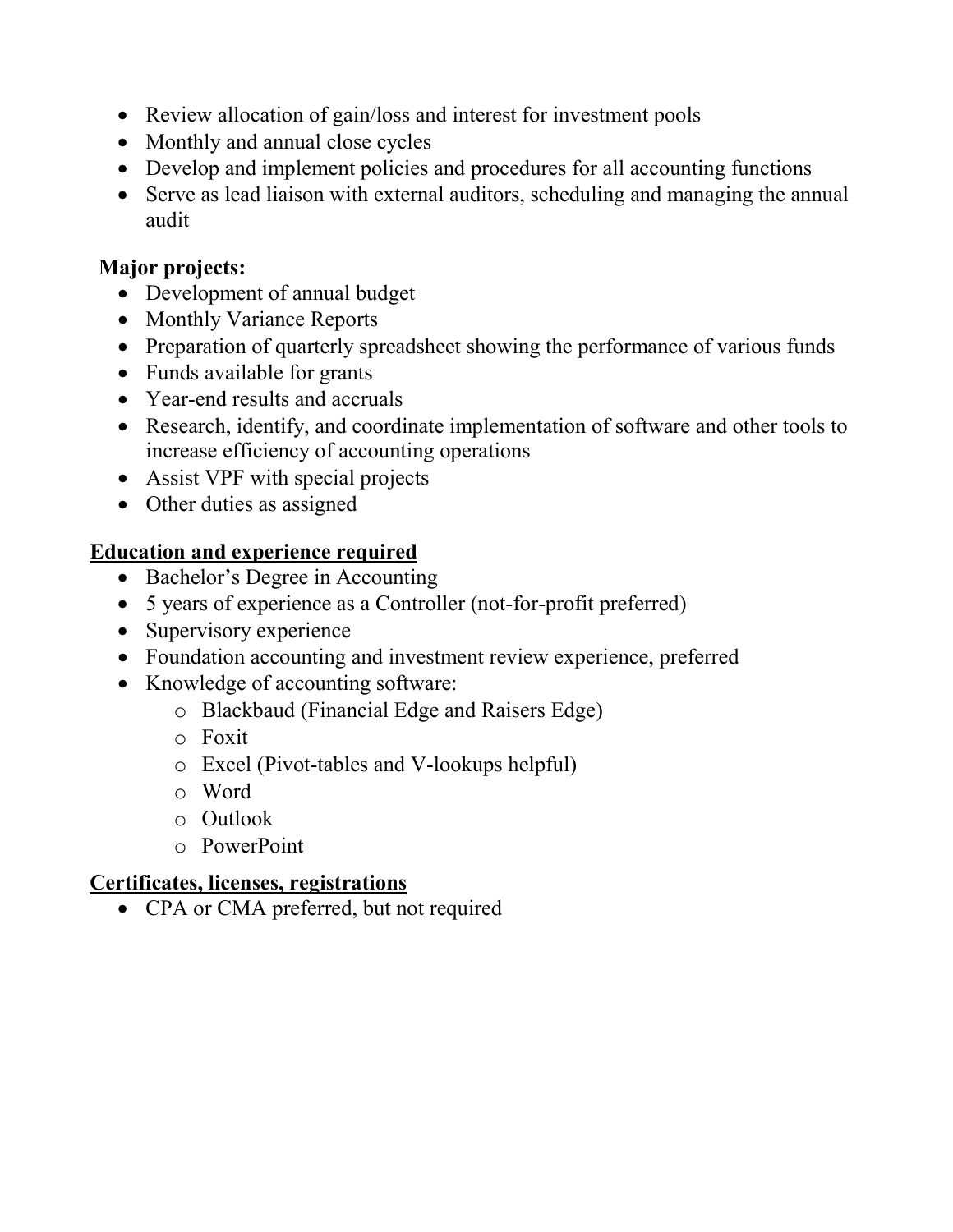- Review allocation of gain/loss and interest for investment pools
- Monthly and annual close cycles
- Develop and implement policies and procedures for all accounting functions
- Serve as lead liaison with external auditors, scheduling and managing the annual audit

**Major projects:**

- Development of annual budget
- Monthly Variance Reports
- Preparation of quarterly spreadsheet showing the performance of various funds
- Funds available for grants
- Year-end results and accruals
- Research, identify, and coordinate implementation of software and other tools to increase efficiency of accounting operations
- Assist VPF with special projects
- Other duties as assigned

## **<u>Education and experience required</u>**

- Bachelor's Degree in Accounting
- 5 years of experience as a Controller (not-for-profit preferred)
- Supervisory experience
- Foundation accounting and investment review experience, preferred
- Knowledge of accounting software:
    - Blackbaud (Financial Edge and Raisers Edge)
    - Foxit
    - Excel (Pivot-tables and V-lookups helpful)
    - Word
    - Outlook
    - PowerPoint

## **<u>Certificates, licenses, registrations</u>**

- CPA or CMA preferred, but not required